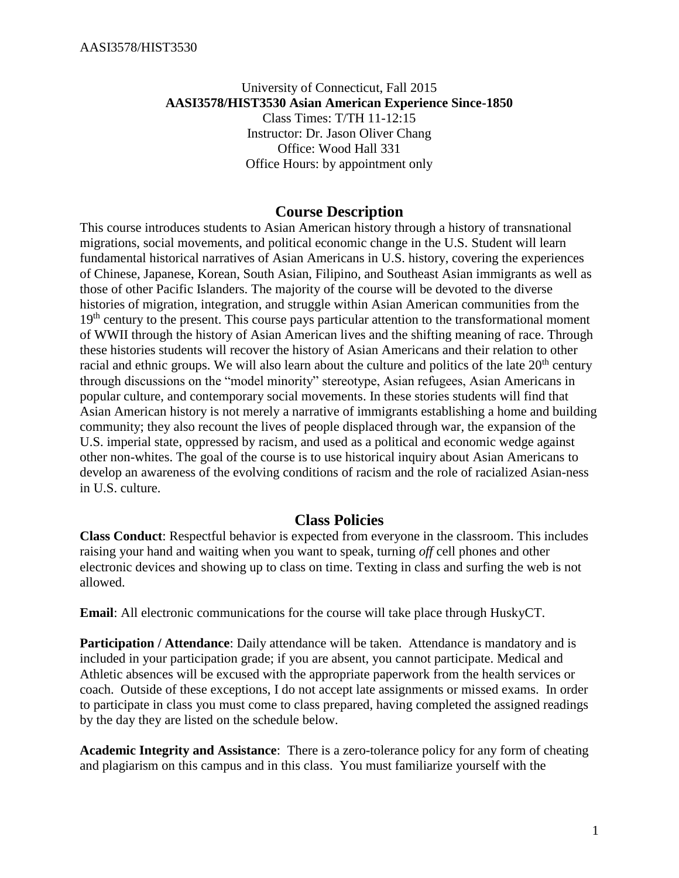University of Connecticut, Fall 2015

**AASI3578/HIST3530 Asian American Experience Since-1850**

Class Times: T/TH 11-12:15

Instructor: Dr. Jason Oliver Chang

Office: Wood Hall 331

Office Hours: by appointment only

## Course Description

This course introduces students to Asian American history through a history of transnational migrations, social movements, and political economic change in the U.S. Student will learn fundamental historical narratives of Asian Americans in U.S. history, covering the experiences of Chinese, Japanese, Korean, South Asian, Filipino, and Southeast Asian immigrants as well as those of other Pacific Islanders. The majority of the course will be devoted to the diverse histories of migration, integration, and struggle within Asian American communities from the 19th century to the present. This course pays particular attention to the transformational moment of WWII through the history of Asian American lives and the shifting meaning of race. Through these histories students will recover the history of Asian Americans and their relation to other racial and ethnic groups. We will also learn about the culture and politics of the late 20th century through discussions on the "model minority" stereotype, Asian refugees, Asian Americans in popular culture, and contemporary social movements. In these stories students will find that Asian American history is not merely a narrative of immigrants establishing a home and building community; they also recount the lives of people displaced through war, the expansion of the U.S. imperial state, oppressed by racism, and used as a political and economic wedge against other non-whites. The goal of the course is to use historical inquiry about Asian Americans to develop an awareness of the evolving conditions of racism and the role of racialized Asian-ness in U.S. culture.

## Class Policies

**Class Conduct**: Respectful behavior is expected from everyone in the classroom. This includes raising your hand and waiting when you want to speak, turning *off* cell phones and other electronic devices and showing up to class on time. Texting in class and surfing the web is not allowed.

**Email**: All electronic communications for the course will take place through HuskyCT.

**Participation / Attendance**: Daily attendance will be taken. Attendance is mandatory and is included in your participation grade; if you are absent, you cannot participate. Medical and Athletic absences will be excused with the appropriate paperwork from the health services or coach. Outside of these exceptions, I do not accept late assignments or missed exams. In order to participate in class you must come to class prepared, having completed the assigned readings by the day they are listed on the schedule below.

**Academic Integrity and Assistance**: There is a zero-tolerance policy for any form of cheating and plagiarism on this campus and in this class. You must familiarize yourself with the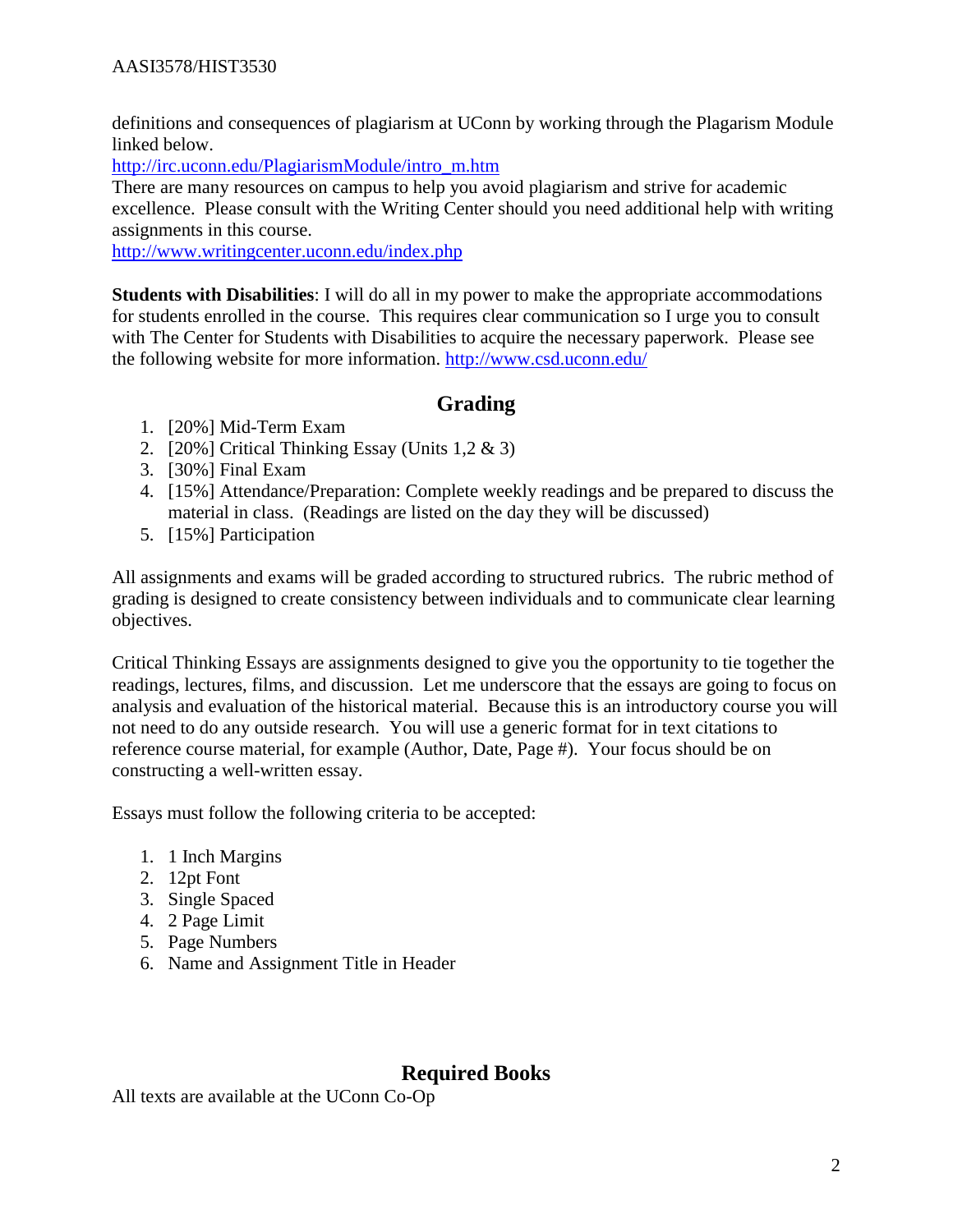definitions and consequences of plagiarism at UConn by working through the Plagarism Module linked below.
http://irc.uconn.edu/PlagiarismModule/intro_m.htm
There are many resources on campus to help you avoid plagiarism and strive for academic excellence. Please consult with the Writing Center should you need additional help with writing assignments in this course.
http://www.writingcenter.uconn.edu/index.php

**Students with Disabilities**: I will do all in my power to make the appropriate accommodations for students enrolled in the course. This requires clear communication so I urge you to consult with The Center for Students with Disabilities to acquire the necessary paperwork. Please see the following website for more information. http://www.csd.uconn.edu/

## Grading

1. [20%] Mid-Term Exam
2. [20%] Critical Thinking Essay (Units 1,2 & 3)
3. [30%] Final Exam
4. [15%] Attendance/Preparation: Complete weekly readings and be prepared to discuss the material in class. (Readings are listed on the day they will be discussed)
5. [15%] Participation

All assignments and exams will be graded according to structured rubrics. The rubric method of grading is designed to create consistency between individuals and to communicate clear learning objectives.

Critical Thinking Essays are assignments designed to give you the opportunity to tie together the readings, lectures, films, and discussion. Let me underscore that the essays are going to focus on analysis and evaluation of the historical material. Because this is an introductory course you will not need to do any outside research. You will use a generic format for in text citations to reference course material, for example (Author, Date, Page #). Your focus should be on constructing a well-written essay.

Essays must follow the following criteria to be accepted:

1. 1 Inch Margins
2. 12pt Font
3. Single Spaced
4. 2 Page Limit
5. Page Numbers
6. Name and Assignment Title in Header

## Required Books

All texts are available at the UConn Co-Op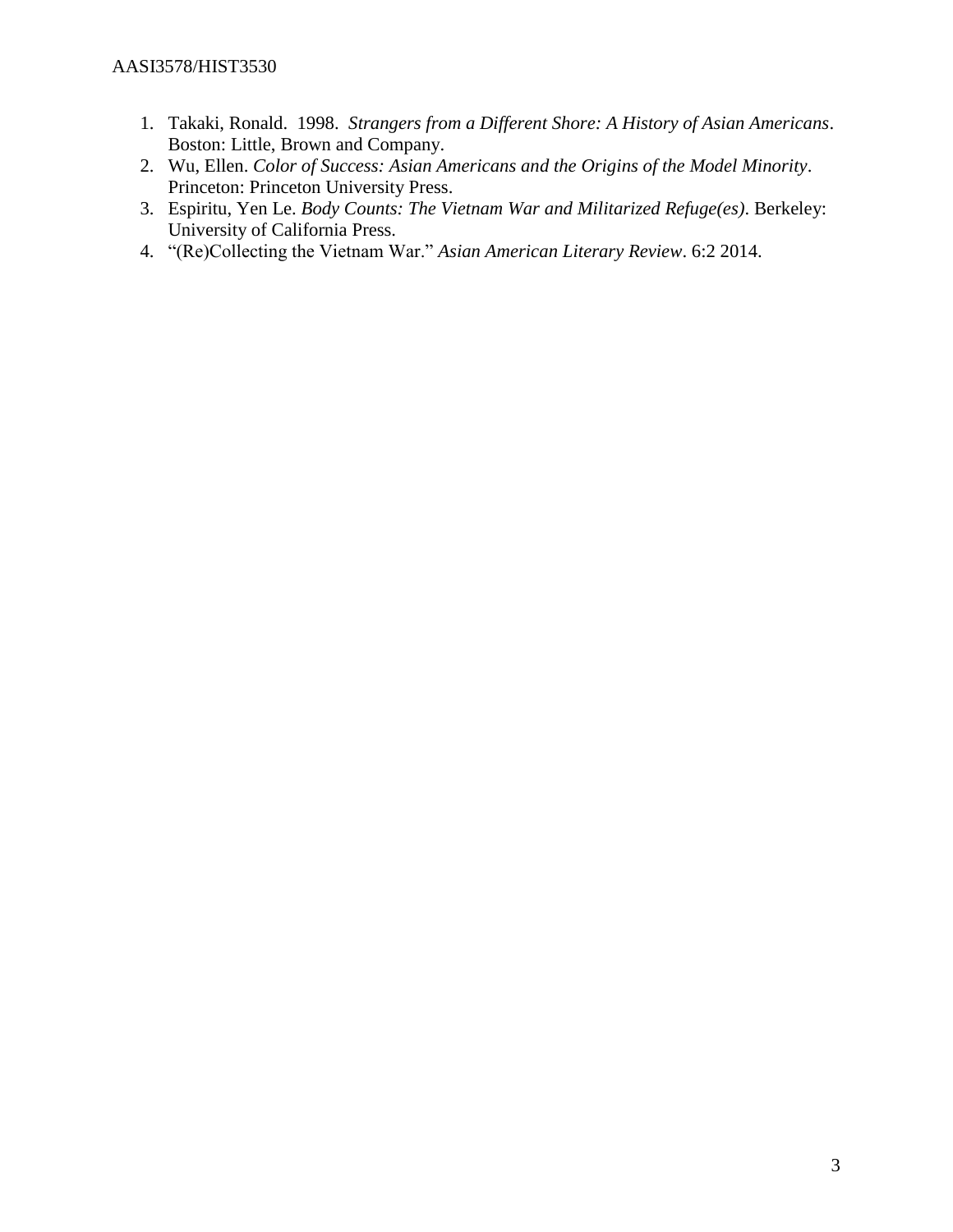1. Takaki, Ronald. 1998. *Strangers from a Different Shore: A History of Asian Americans*. Boston: Little, Brown and Company.
2. Wu, Ellen. *Color of Success: Asian Americans and the Origins of the Model Minority*. Princeton: Princeton University Press.
3. Espiritu, Yen Le. *Body Counts: The Vietnam War and Militarized Refuge(es)*. Berkeley: University of California Press.
4. "(Re)Collecting the Vietnam War." *Asian American Literary Review*. 6:2 2014.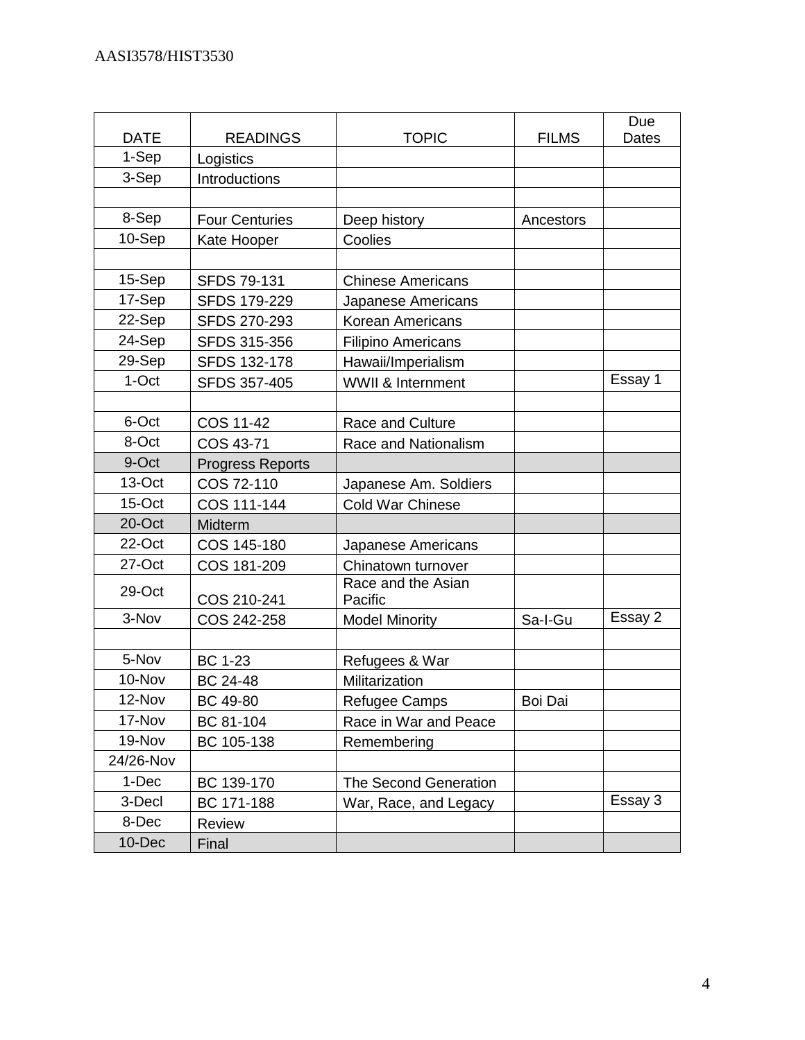| DATE | READINGS | TOPIC | FILMS | Due Dates |
|---|---|---|---|---|
| 1-Sep | Logistics | | | |
| 3-Sep | Introductions | | | |
| | | | | |
| 8-Sep | Four Centuries | Deep history | Ancestors | |
| 10-Sep | Kate Hooper | Coolies | | |
| | | | | |
| 15-Sep | SFDS 79-131 | Chinese Americans | | |
| 17-Sep | SFDS 179-229 | Japanese Americans | | |
| 22-Sep | SFDS 270-293 | Korean Americans | | |
| 24-Sep | SFDS 315-356 | Filipino Americans | | |
| 29-Sep | SFDS 132-178 | Hawaii/Imperialism | | |
| 1-Oct | SFDS 357-405 | WWII & Internment | | Essay 1 |
| | | | | |
| 6-Oct | COS 11-42 | Race and Culture | | |
| 8-Oct | COS 43-71 | Race and Nationalism | | |
| 9-Oct | Progress Reports | | | |
| 13-Oct | COS 72-110 | Japanese Am. Soldiers | | |
| 15-Oct | COS 111-144 | Cold War Chinese | | |
| 20-Oct | Midterm | | | |
| 22-Oct | COS 145-180 | Japanese Americans | | |
| 27-Oct | COS 181-209 | Chinatown turnover | | |
| 29-Oct | COS 210-241 | Race and the Asian Pacific | | |
| 3-Nov | COS 242-258 | Model Minority | Sa-I-Gu | Essay 2 |
| | | | | |
| 5-Nov | BC 1-23 | Refugees & War | | |
| 10-Nov | BC 24-48 | Militarization | | |
| 12-Nov | BC 49-80 | Refugee Camps | Boi Dai | |
| 17-Nov | BC 81-104 | Race in War and Peace | | |
| 19-Nov | BC 105-138 | Remembering | | |
| 24/26-Nov | | | | |
| 1-Dec | BC 139-170 | The Second Generation | | |
| 3-Decl | BC 171-188 | War, Race, and Legacy | | Essay 3 |
| 8-Dec | Review | | | |
| 10-Dec | Final | | | |